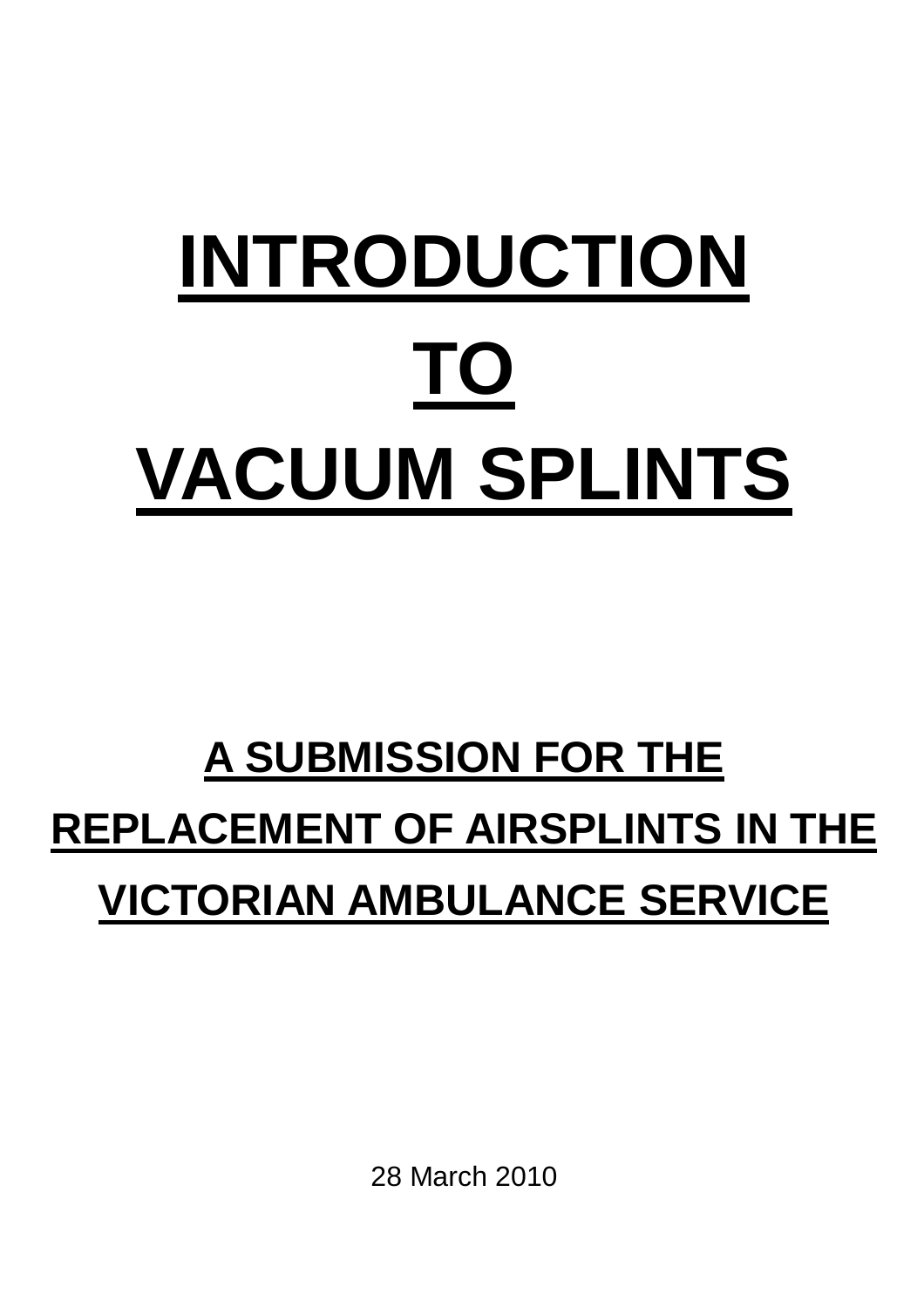# INTRODUCTION TO VACUUM SPLINTS

## A SUBMISSION FOR THE REPLACEMENT OF AIRSPLINTS IN THE VICTORIAN AMBULANCE SERVICE

28 March 2010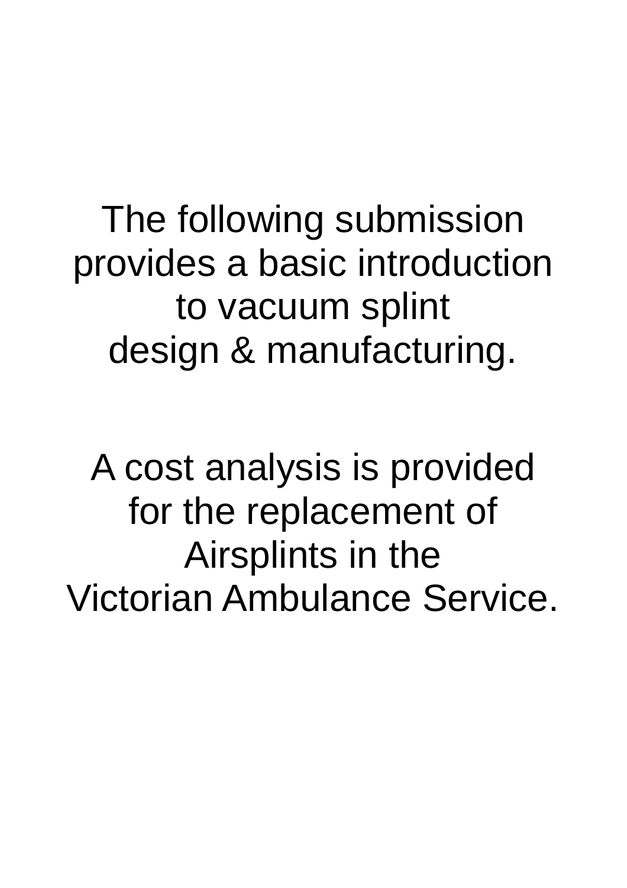The following submission provides a basic introduction to vacuum splint design & manufacturing.

A cost analysis is provided for the replacement of Airsplints in the Victorian Ambulance Service.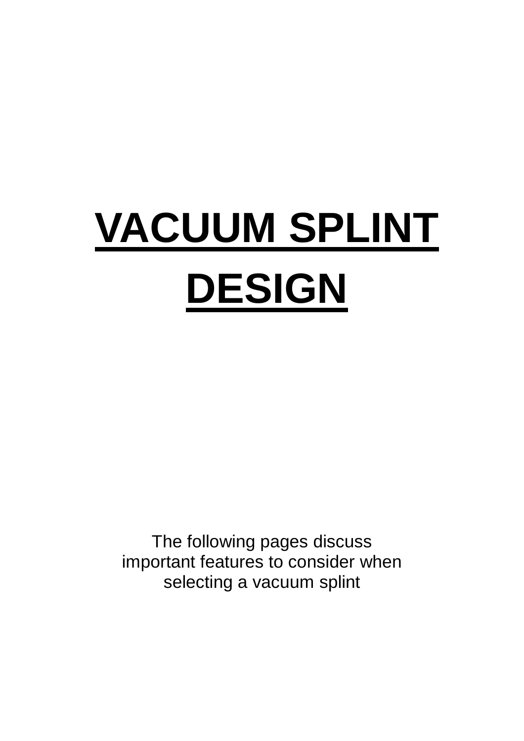# VACUUM SPLINT DESIGN

The following pages discuss important features to consider when selecting a vacuum splint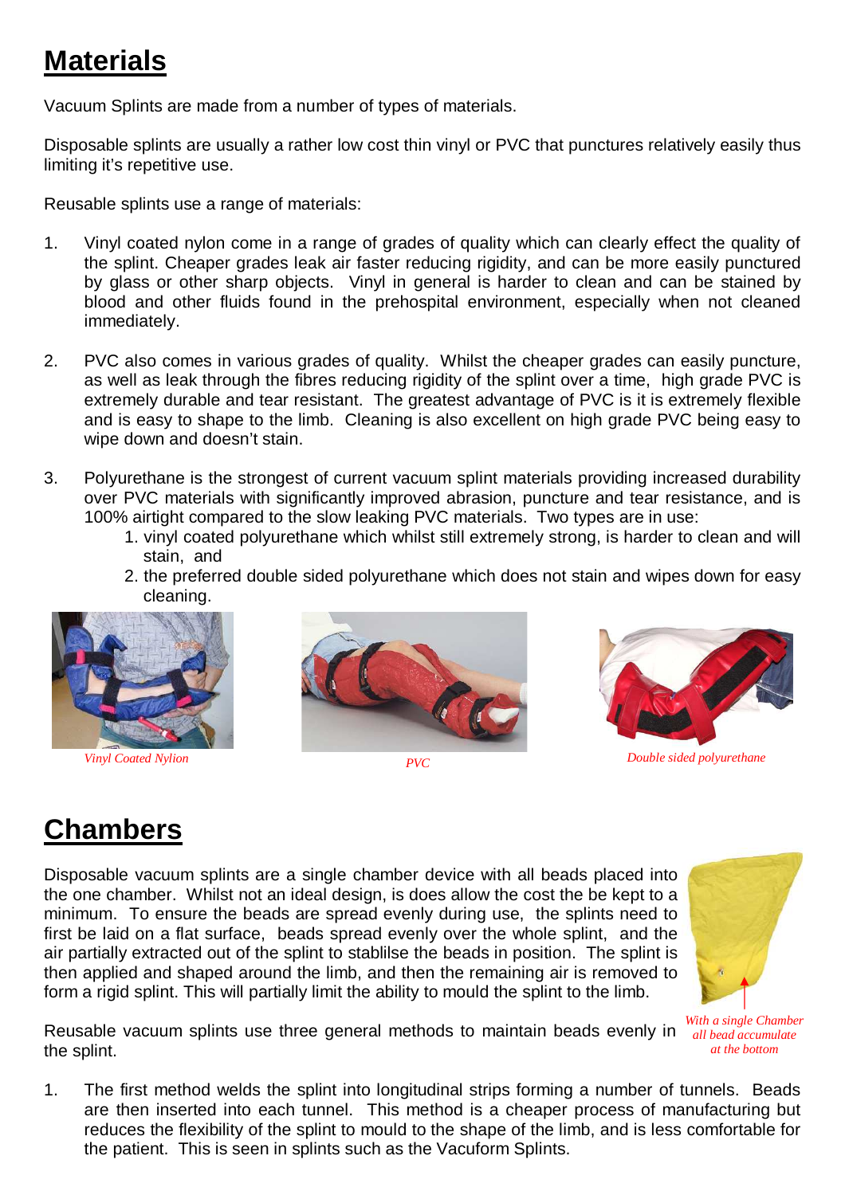# Materials

Vacuum Splints are made from a number of types of materials.

Disposable splints are usually a rather low cost thin vinyl or PVC that punctures relatively easily thus limiting it's repetitive use.

Reusable splints use a range of materials:

1. Vinyl coated nylon come in a range of grades of quality which can clearly effect the quality of the splint. Cheaper grades leak air faster reducing rigidity, and can be more easily punctured by glass or other sharp objects. Vinyl in general is harder to clean and can be stained by blood and other fluids found in the prehospital environment, especially when not cleaned immediately.

2. PVC also comes in various grades of quality. Whilst the cheaper grades can easily puncture, as well as leak through the fibres reducing rigidity of the splint over a time, high grade PVC is extremely durable and tear resistant. The greatest advantage of PVC is it is extremely flexible and is easy to shape to the limb. Cleaning is also excellent on high grade PVC being easy to wipe down and doesn't stain.

3. Polyurethane is the strongest of current vacuum splint materials providing increased durability over PVC materials with significantly improved abrasion, puncture and tear resistance, and is 100% airtight compared to the slow leaking PVC materials. Two types are in use:
    1. vinyl coated polyurethane which whilst still extremely strong, is harder to clean and will stain, and
    2. the preferred double sided polyurethane which does not stain and wipes down for easy cleaning.

*Vinyl Coated Nylion*

*PVC*

*Double sided polyurethane*

# Chambers

Disposable vacuum splints are a single chamber device with all beads placed into the one chamber. Whilst not an ideal design, is does allow the cost the be kept to a minimum. To ensure the beads are spread evenly during use, the splints need to first be laid on a flat surface, beads spread evenly over the whole splint, and the air partially extracted out of the splint to stablilse the beads in position. The splint is then applied and shaped around the limb, and then the remaining air is removed to form a rigid splint. This will partially limit the ability to mould the splint to the limb.

*With a single Chamber all bead accumulate at the bottom*

Reusable vacuum splints use three general methods to maintain beads evenly in the splint.

1. The first method welds the splint into longitudinal strips forming a number of tunnels. Beads are then inserted into each tunnel. This method is a cheaper process of manufacturing but reduces the flexibility of the splint to mould to the shape of the limb, and is less comfortable for the patient. This is seen in splints such as the Vacuform Splints.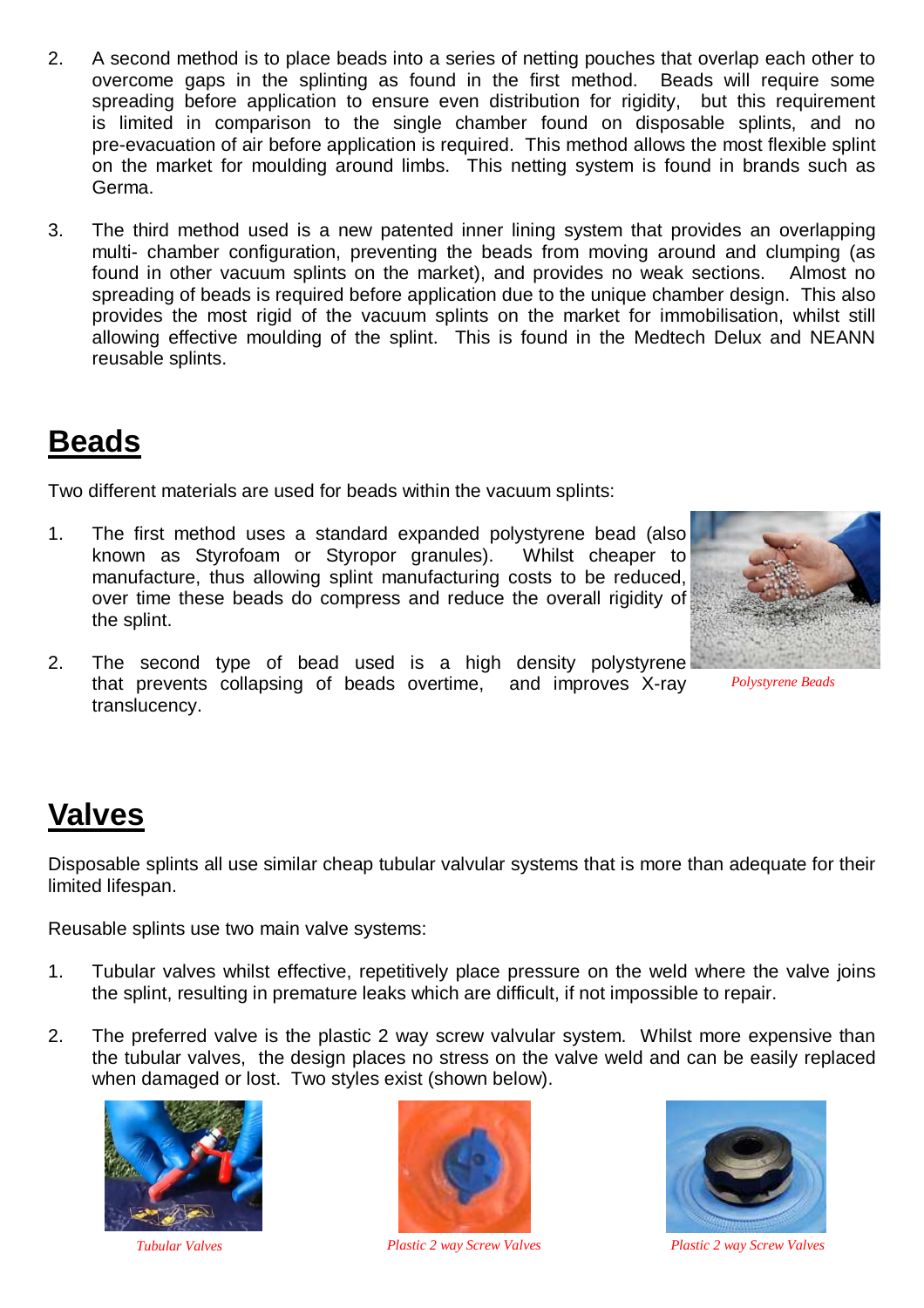2. A second method is to place beads into a series of netting pouches that overlap each other to overcome gaps in the splinting as found in the first method. Beads will require some spreading before application to ensure even distribution for rigidity, but this requirement is limited in comparison to the single chamber found on disposable splints, and no pre-evacuation of air before application is required. This method allows the most flexible splint on the market for moulding around limbs. This netting system is found in brands such as Germa.

3. The third method used is a new patented inner lining system that provides an overlapping multi- chamber configuration, preventing the beads from moving around and clumping (as found in other vacuum splints on the market), and provides no weak sections. Almost no spreading of beads is required before application due to the unique chamber design. This also provides the most rigid of the vacuum splints on the market for immobilisation, whilst still allowing effective moulding of the splint. This is found in the Medtech Delux and NEANN reusable splints.

## Beads

Two different materials are used for beads within the vacuum splints:

1. The first method uses a standard expanded polystyrene bead (also known as Styrofoam or Styropor granules). Whilst cheaper to manufacture, thus allowing splint manufacturing costs to be reduced, over time these beads do compress and reduce the overall rigidity of the splint.

2. The second type of bead used is a high density polystyrene that prevents collapsing of beads overtime, and improves X-ray translucency.

*Polystyrene Beads*

## Valves

Disposable splints all use similar cheap tubular valvular systems that is more than adequate for their limited lifespan.

Reusable splints use two main valve systems:

1. Tubular valves whilst effective, repetitively place pressure on the weld where the valve joins the splint, resulting in premature leaks which are difficult, if not impossible to repair.

2. The preferred valve is the plastic 2 way screw valvular system. Whilst more expensive than the tubular valves, the design places no stress on the valve weld and can be easily replaced when damaged or lost. Two styles exist (shown below).

*Tubular Valves*

*Plastic 2 way Screw Valves*

*Plastic 2 way Screw Valves*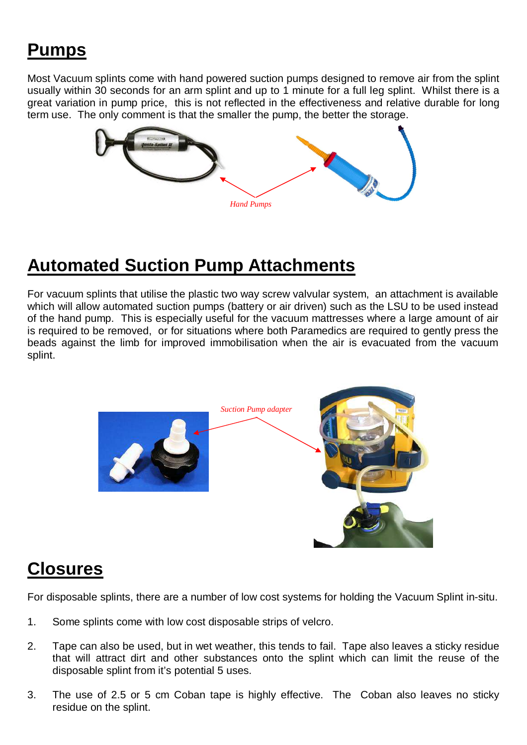# Pumps

Most Vacuum splints come with hand powered suction pumps designed to remove air from the splint usually within 30 seconds for an arm splint and up to 1 minute for a full leg splint. Whilst there is a great variation in pump price, this is not reflected in the effectiveness and relative durable for long term use. The only comment is that the smaller the pump, the better the storage.

*Hand Pumps*

# Automated Suction Pump Attachments

For vacuum splints that utilise the plastic two way screw valvular system, an attachment is available which will allow automated suction pumps (battery or air driven) such as the LSU to be used instead of the hand pump. This is especially useful for the vacuum mattresses where a large amount of air is required to be removed, or for situations where both Paramedics are required to gently press the beads against the limb for improved immobilisation when the air is evacuated from the vacuum splint.

*Suction Pump adapter*

# Closures

For disposable splints, there are a number of low cost systems for holding the Vacuum Splint in-situ.

1. Some splints come with low cost disposable strips of velcro.

2. Tape can also be used, but in wet weather, this tends to fail. Tape also leaves a sticky residue that will attract dirt and other substances onto the splint which can limit the reuse of the disposable splint from it's potential 5 uses.

3. The use of 2.5 or 5 cm Coban tape is highly effective. The Coban also leaves no sticky residue on the splint.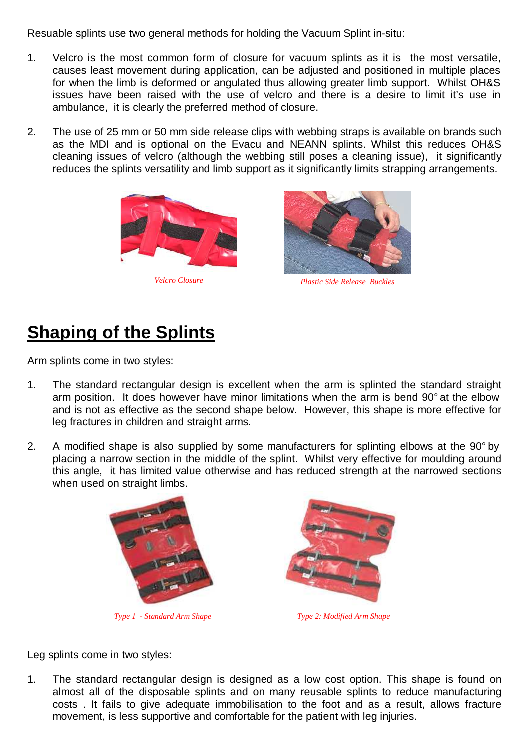Resuable splints use two general methods for holding the Vacuum Splint in-situ:

1. Velcro is the most common form of closure for vacuum splints as it is the most versatile, causes least movement during application, can be adjusted and positioned in multiple places for when the limb is deformed or angulated thus allowing greater limb support. Whilst OH&S issues have been raised with the use of velcro and there is a desire to limit it's use in ambulance, it is clearly the preferred method of closure.

2. The use of 25 mm or 50 mm side release clips with webbing straps is available on brands such as the MDI and is optional on the Evacu and NEANN splints. Whilst this reduces OH&S cleaning issues of velcro (although the webbing still poses a cleaning issue), it significantly reduces the splints versatility and limb support as it significantly limits strapping arrangements.

*Velcro Closure*

*Plastic Side Release Buckles*

# Shaping of the Splints

Arm splints come in two styles:

1. The standard rectangular design is excellent when the arm is splinted the standard straight arm position. It does however have minor limitations when the arm is bend 90° at the elbow and is not as effective as the second shape below. However, this shape is more effective for leg fractures in children and straight arms.

2. A modified shape is also supplied by some manufacturers for splinting elbows at the 90° by placing a narrow section in the middle of the splint. Whilst very effective for moulding around this angle, it has limited value otherwise and has reduced strength at the narrowed sections when used on straight limbs.

*Type 1 - Standard Arm Shape*

*Type 2: Modified Arm Shape*

Leg splints come in two styles:

1. The standard rectangular design is designed as a low cost option. This shape is found on almost all of the disposable splints and on many reusable splints to reduce manufacturing costs . It fails to give adequate immobilisation to the foot and as a result, allows fracture movement, is less supportive and comfortable for the patient with leg injuries.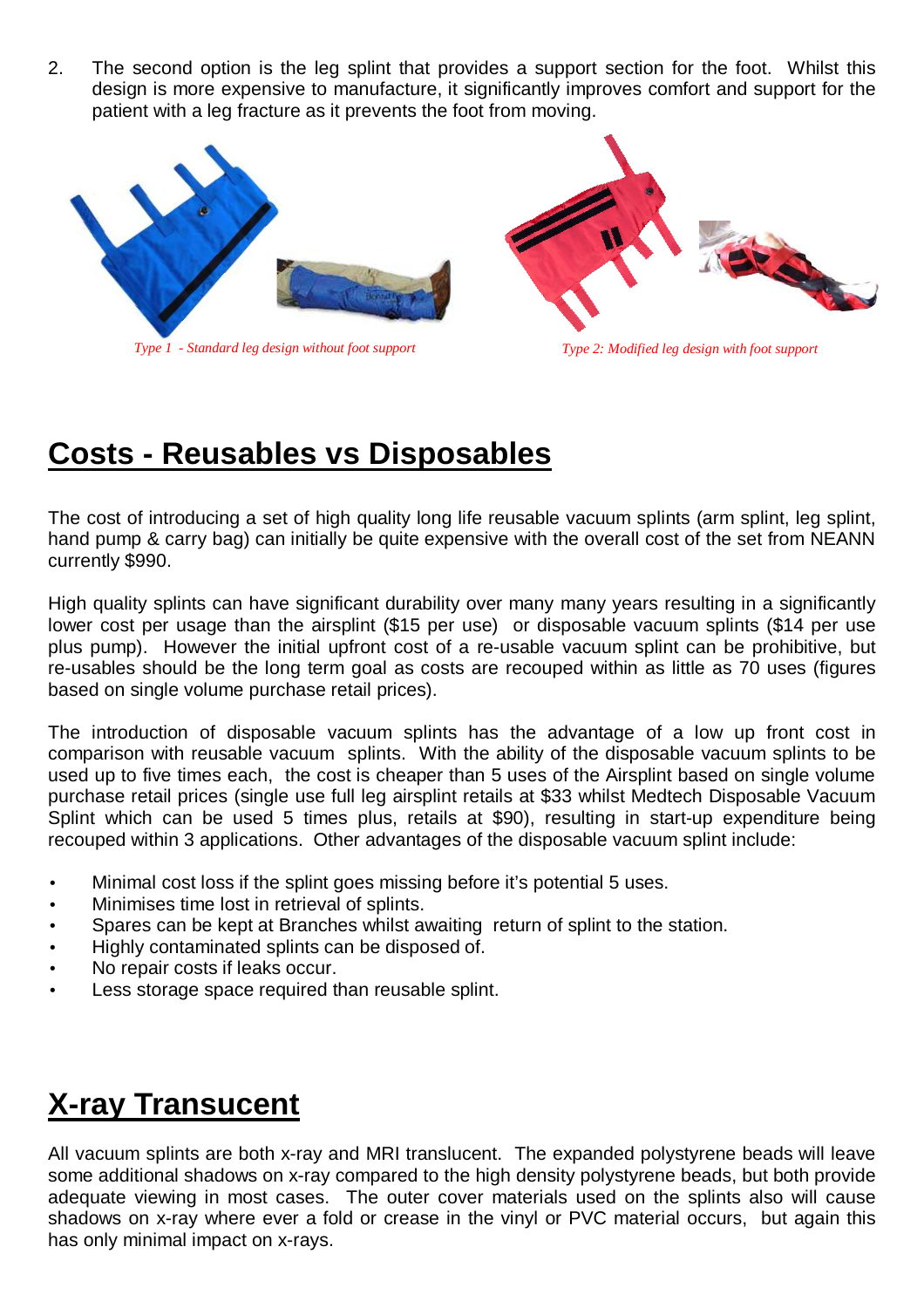2. The second option is the leg splint that provides a support section for the foot. Whilst this design is more expensive to manufacture, it significantly improves comfort and support for the patient with a leg fracture as it prevents the foot from moving.

*Type 1 - Standard leg design without foot support*

*Type 2: Modified leg design with foot support*

## Costs - Reusables vs Disposables

The cost of introducing a set of high quality long life reusable vacuum splints (arm splint, leg splint, hand pump & carry bag) can initially be quite expensive with the overall cost of the set from NEANN currently $990.

High quality splints can have significant durability over many many years resulting in a significantly lower cost per usage than the airsplint ($15 per use) or disposable vacuum splints ($14 per use plus pump). However the initial upfront cost of a re-usable vacuum splint can be prohibitive, but re-usables should be the long term goal as costs are recouped within as little as 70 uses (figures based on single volume purchase retail prices).

The introduction of disposable vacuum splints has the advantage of a low up front cost in comparison with reusable vacuum splints. With the ability of the disposable vacuum splints to be used up to five times each, the cost is cheaper than 5 uses of the Airsplint based on single volume purchase retail prices (single use full leg airsplint retails at $33 whilst Medtech Disposable Vacuum Splint which can be used 5 times plus, retails at $90), resulting in start-up expenditure being recouped within 3 applications. Other advantages of the disposable vacuum splint include:

- Minimal cost loss if the splint goes missing before it's potential 5 uses.
- Minimises time lost in retrieval of splints.
- Spares can be kept at Branches whilst awaiting return of splint to the station.
- Highly contaminated splints can be disposed of.
- No repair costs if leaks occur.
- Less storage space required than reusable splint.

## X-ray Transucent

All vacuum splints are both x-ray and MRI translucent. The expanded polystyrene beads will leave some additional shadows on x-ray compared to the high density polystyrene beads, but both provide adequate viewing in most cases. The outer cover materials used on the splints also will cause shadows on x-ray where ever a fold or crease in the vinyl or PVC material occurs, but again this has only minimal impact on x-rays.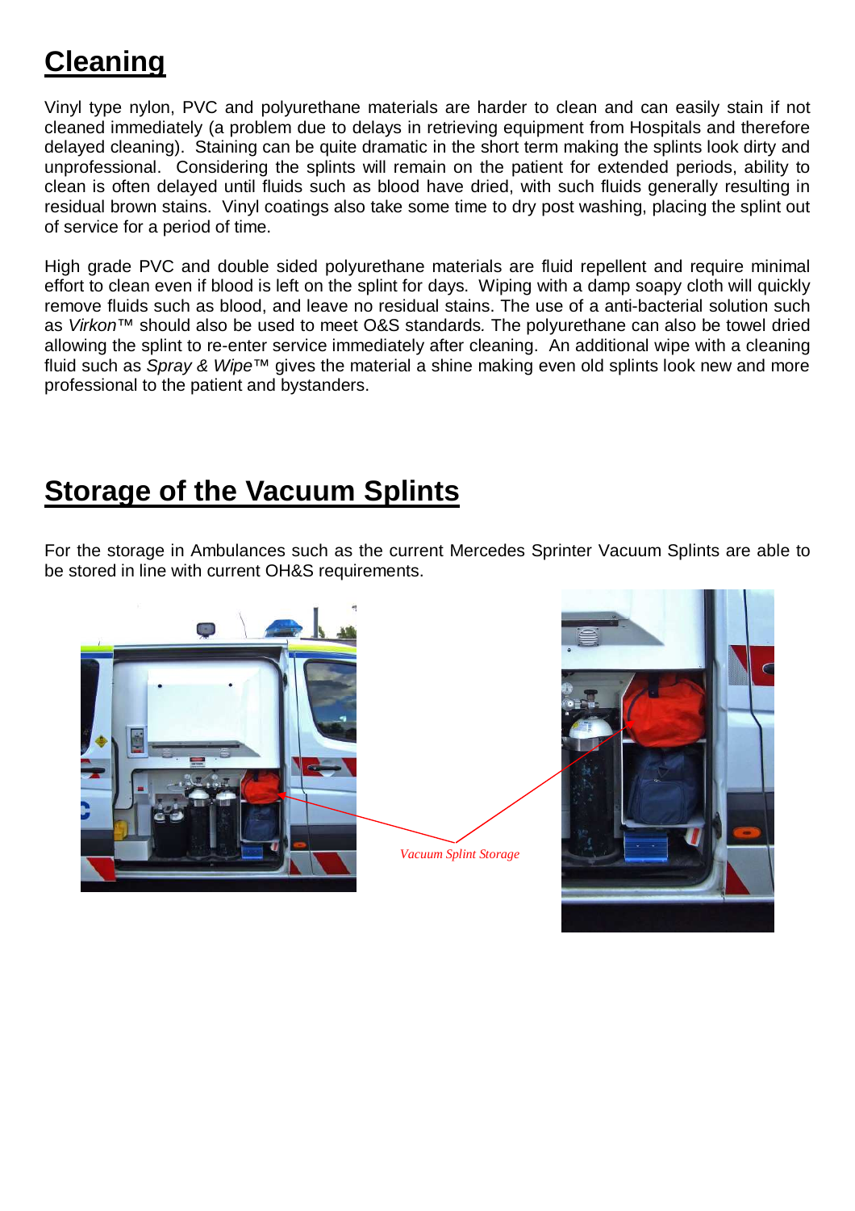# Cleaning

Vinyl type nylon, PVC and polyurethane materials are harder to clean and can easily stain if not cleaned immediately (a problem due to delays in retrieving equipment from Hospitals and therefore delayed cleaning). Staining can be quite dramatic in the short term making the splints look dirty and unprofessional. Considering the splints will remain on the patient for extended periods, ability to clean is often delayed until fluids such as blood have dried, with such fluids generally resulting in residual brown stains. Vinyl coatings also take some time to dry post washing, placing the splint out of service for a period of time.

High grade PVC and double sided polyurethane materials are fluid repellent and require minimal effort to clean even if blood is left on the splint for days. Wiping with a damp soapy cloth will quickly remove fluids such as blood, and leave no residual stains. The use of a anti-bacterial solution such as *Virkon*™ should also be used to meet O&S standards. The polyurethane can also be towel dried allowing the splint to re-enter service immediately after cleaning. An additional wipe with a cleaning fluid such as *Spray & Wipe*™ gives the material a shine making even old splints look new and more professional to the patient and bystanders.

# Storage of the Vacuum Splints

For the storage in Ambulances such as the current Mercedes Sprinter Vacuum Splints are able to be stored in line with current OH&S requirements.

*Vacuum Splint Storage*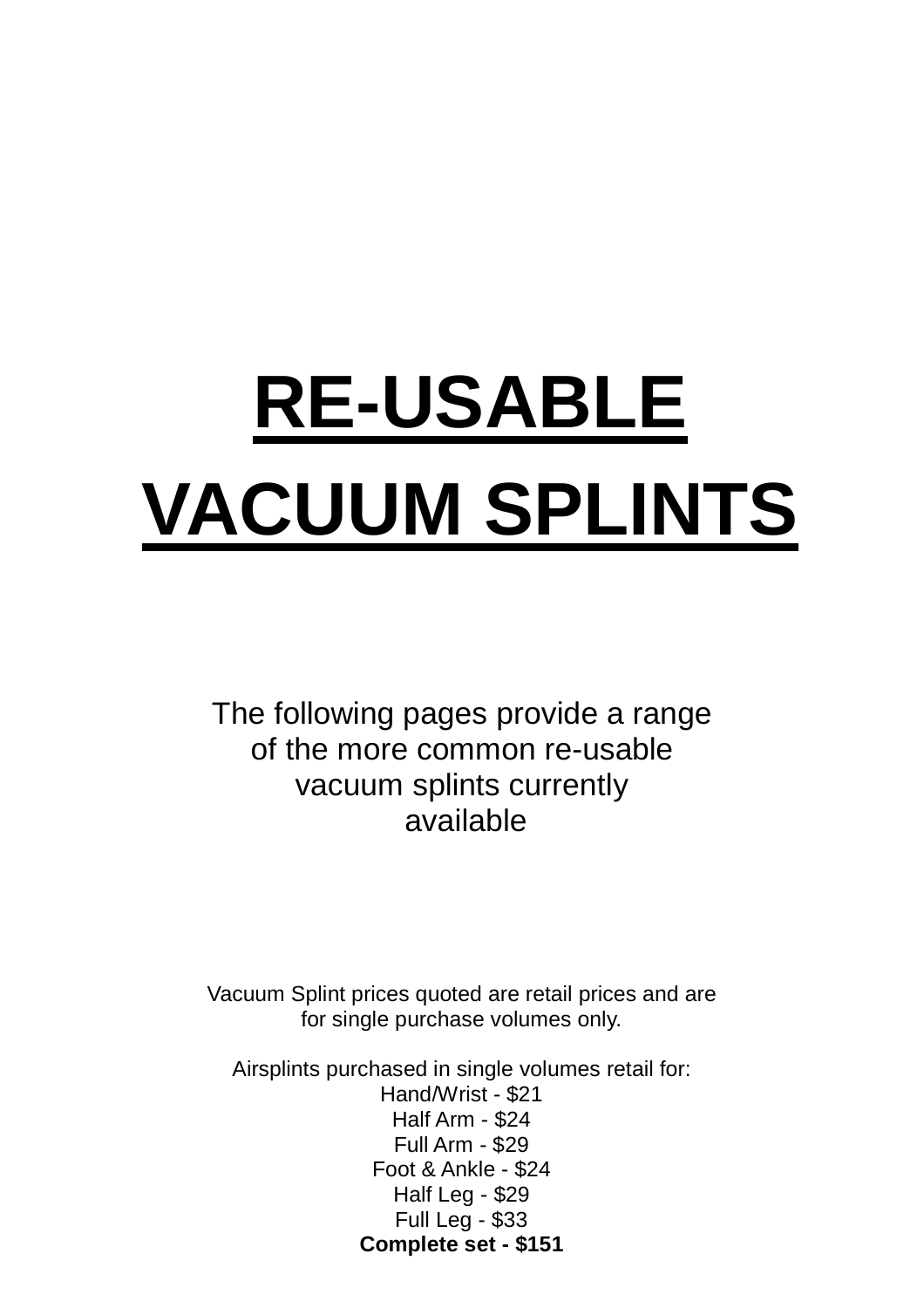# RE-USABLE VACUUM SPLINTS

The following pages provide a range of the more common re-usable vacuum splints currently available

Vacuum Splint prices quoted are retail prices and are for single purchase volumes only.

Airsplints purchased in single volumes retail for:
Hand/Wrist - $21
Half Arm - $24
Full Arm - $29
Foot & Ankle - $24
Half Leg - $29
Full Leg - $33
**Complete set - $151**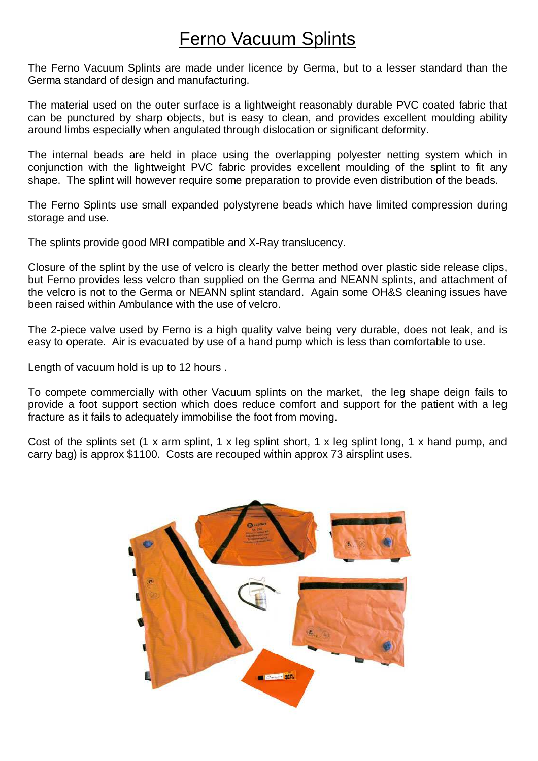# Ferno Vacuum Splints

The Ferno Vacuum Splints are made under licence by Germa, but to a lesser standard than the Germa standard of design and manufacturing.

The material used on the outer surface is a lightweight reasonably durable PVC coated fabric that can be punctured by sharp objects, but is easy to clean, and provides excellent moulding ability around limbs especially when angulated through dislocation or significant deformity.

The internal beads are held in place using the overlapping polyester netting system which in conjunction with the lightweight PVC fabric provides excellent moulding of the splint to fit any shape. The splint will however require some preparation to provide even distribution of the beads.

The Ferno Splints use small expanded polystyrene beads which have limited compression during storage and use.

The splints provide good MRI compatible and X-Ray translucency.

Closure of the splint by the use of velcro is clearly the better method over plastic side release clips, but Ferno provides less velcro than supplied on the Germa and NEANN splints, and attachment of the velcro is not to the Germa or NEANN splint standard. Again some OH&S cleaning issues have been raised within Ambulance with the use of velcro.

The 2-piece valve used by Ferno is a high quality valve being very durable, does not leak, and is easy to operate. Air is evacuated by use of a hand pump which is less than comfortable to use.

Length of vacuum hold is up to 12 hours .

To compete commercially with other Vacuum splints on the market, the leg shape deign fails to provide a foot support section which does reduce comfort and support for the patient with a leg fracture as it fails to adequately immobilise the foot from moving.

Cost of the splints set (1 x arm splint, 1 x leg splint short, 1 x leg splint long, 1 x hand pump, and carry bag) is approx $1100. Costs are recouped within approx 73 airsplint uses.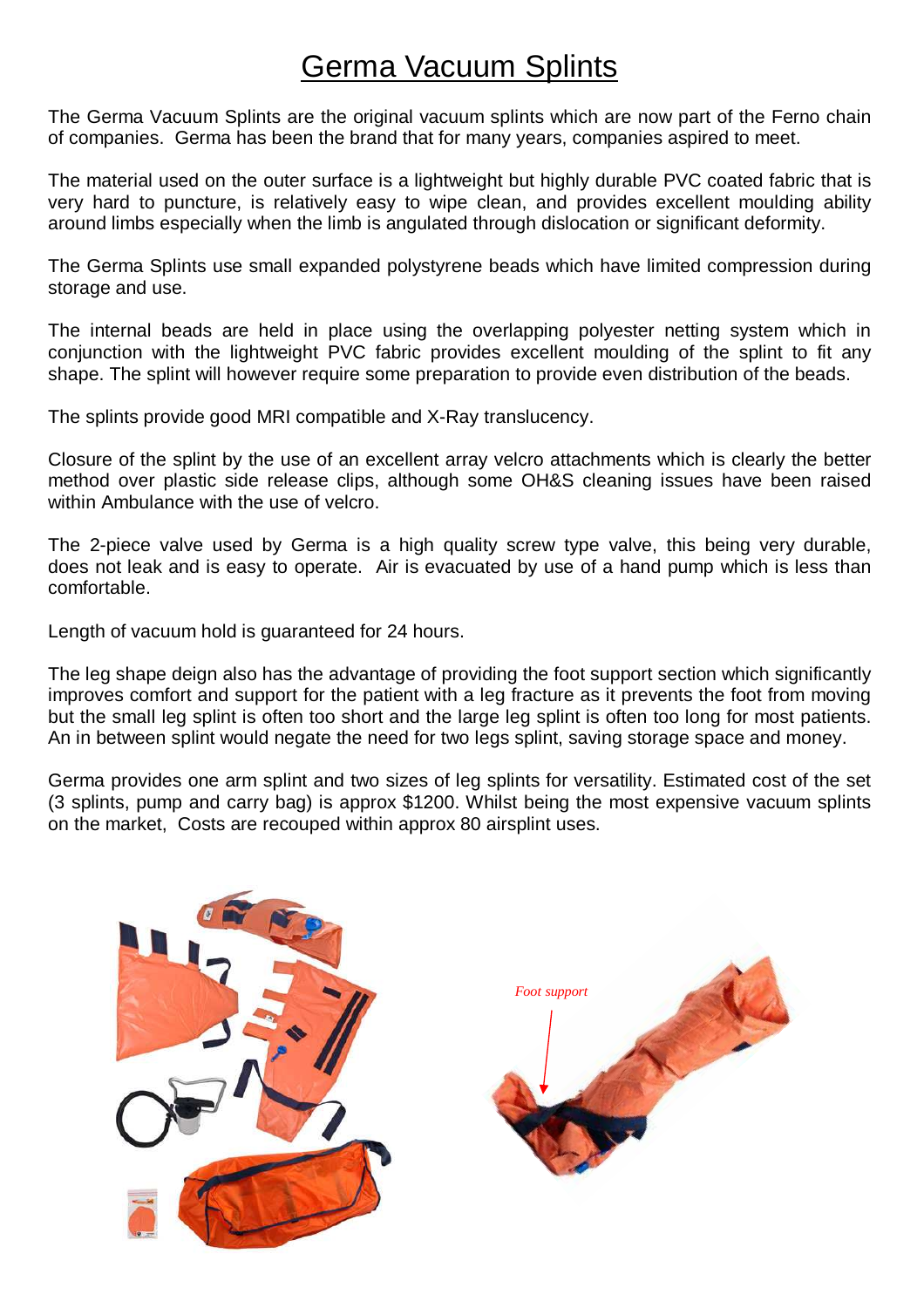# Germa Vacuum Splints

The Germa Vacuum Splints are the original vacuum splints which are now part of the Ferno chain of companies. Germa has been the brand that for many years, companies aspired to meet.

The material used on the outer surface is a lightweight but highly durable PVC coated fabric that is very hard to puncture, is relatively easy to wipe clean, and provides excellent moulding ability around limbs especially when the limb is angulated through dislocation or significant deformity.

The Germa Splints use small expanded polystyrene beads which have limited compression during storage and use.

The internal beads are held in place using the overlapping polyester netting system which in conjunction with the lightweight PVC fabric provides excellent moulding of the splint to fit any shape. The splint will however require some preparation to provide even distribution of the beads.

The splints provide good MRI compatible and X-Ray translucency.

Closure of the splint by the use of an excellent array velcro attachments which is clearly the better method over plastic side release clips, although some OH&S cleaning issues have been raised within Ambulance with the use of velcro.

The 2-piece valve used by Germa is a high quality screw type valve, this being very durable, does not leak and is easy to operate. Air is evacuated by use of a hand pump which is less than comfortable.

Length of vacuum hold is guaranteed for 24 hours.

The leg shape deign also has the advantage of providing the foot support section which significantly improves comfort and support for the patient with a leg fracture as it prevents the foot from moving but the small leg splint is often too short and the large leg splint is often too long for most patients. An in between splint would negate the need for two legs splint, saving storage space and money.

Germa provides one arm splint and two sizes of leg splints for versatility. Estimated cost of the set (3 splints, pump and carry bag) is approx $1200. Whilst being the most expensive vacuum splints on the market, Costs are recouped within approx 80 airsplint uses.

*Foot support*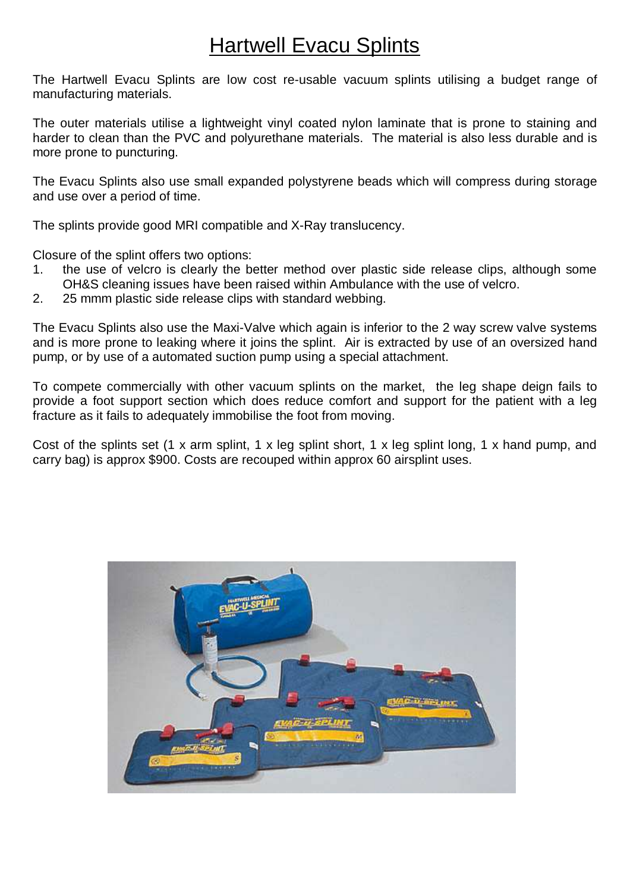# Hartwell Evacu Splints

The Hartwell Evacu Splints are low cost re-usable vacuum splints utilising a budget range of manufacturing materials.

The outer materials utilise a lightweight vinyl coated nylon laminate that is prone to staining and harder to clean than the PVC and polyurethane materials. The material is also less durable and is more prone to puncturing.

The Evacu Splints also use small expanded polystyrene beads which will compress during storage and use over a period of time.

The splints provide good MRI compatible and X-Ray translucency.

Closure of the splint offers two options:

1. the use of velcro is clearly the better method over plastic side release clips, although some OH&S cleaning issues have been raised within Ambulance with the use of velcro.
2. 25 mmm plastic side release clips with standard webbing.

The Evacu Splints also use the Maxi-Valve which again is inferior to the 2 way screw valve systems and is more prone to leaking where it joins the splint. Air is extracted by use of an oversized hand pump, or by use of a automated suction pump using a special attachment.

To compete commercially with other vacuum splints on the market, the leg shape deign fails to provide a foot support section which does reduce comfort and support for the patient with a leg fracture as it fails to adequately immobilise the foot from moving.

Cost of the splints set (1 x arm splint, 1 x leg splint short, 1 x leg splint long, 1 x hand pump, and carry bag) is approx $900. Costs are recouped within approx 60 airsplint uses.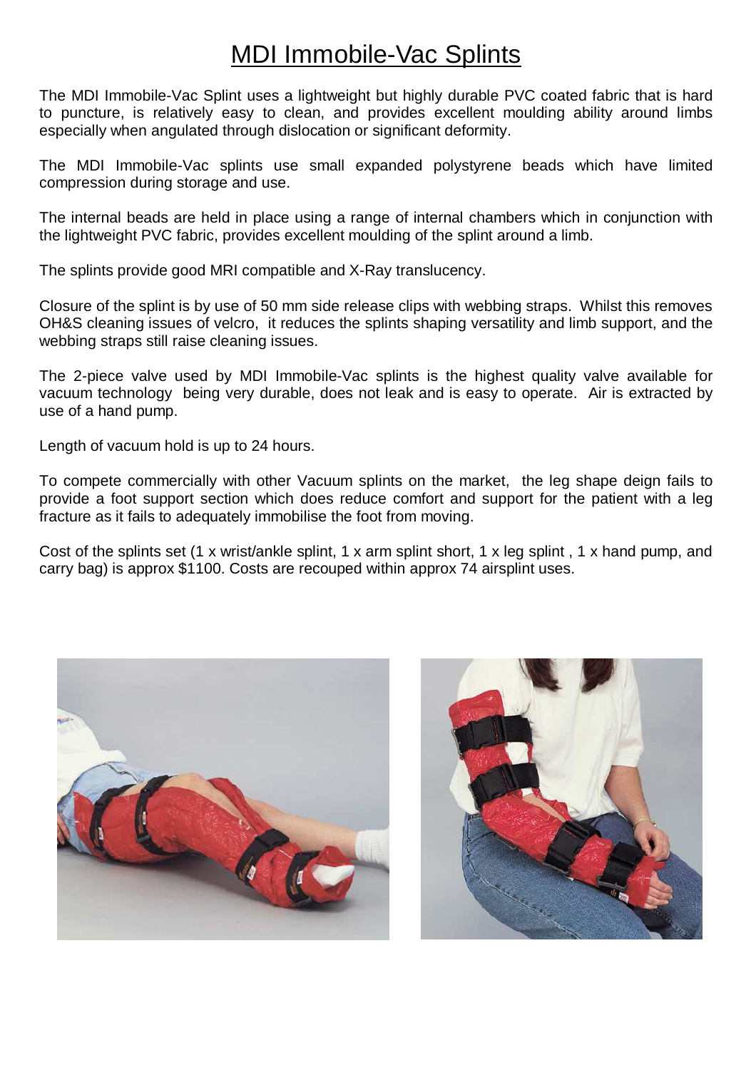# MDI Immobile-Vac Splints

The MDI Immobile-Vac Splint uses a lightweight but highly durable PVC coated fabric that is hard to puncture, is relatively easy to clean, and provides excellent moulding ability around limbs especially when angulated through dislocation or significant deformity.

The MDI Immobile-Vac splints use small expanded polystyrene beads which have limited compression during storage and use.

The internal beads are held in place using a range of internal chambers which in conjunction with the lightweight PVC fabric, provides excellent moulding of the splint around a limb.

The splints provide good MRI compatible and X-Ray translucency.

Closure of the splint is by use of 50 mm side release clips with webbing straps. Whilst this removes OH&S cleaning issues of velcro, it reduces the splints shaping versatility and limb support, and the webbing straps still raise cleaning issues.

The 2-piece valve used by MDI Immobile-Vac splints is the highest quality valve available for vacuum technology being very durable, does not leak and is easy to operate. Air is extracted by use of a hand pump.

Length of vacuum hold is up to 24 hours.

To compete commercially with other Vacuum splints on the market, the leg shape deign fails to provide a foot support section which does reduce comfort and support for the patient with a leg fracture as it fails to adequately immobilise the foot from moving.

Cost of the splints set (1 x wrist/ankle splint, 1 x arm splint short, 1 x leg splint , 1 x hand pump, and carry bag) is approx $1100. Costs are recouped within approx 74 airsplint uses.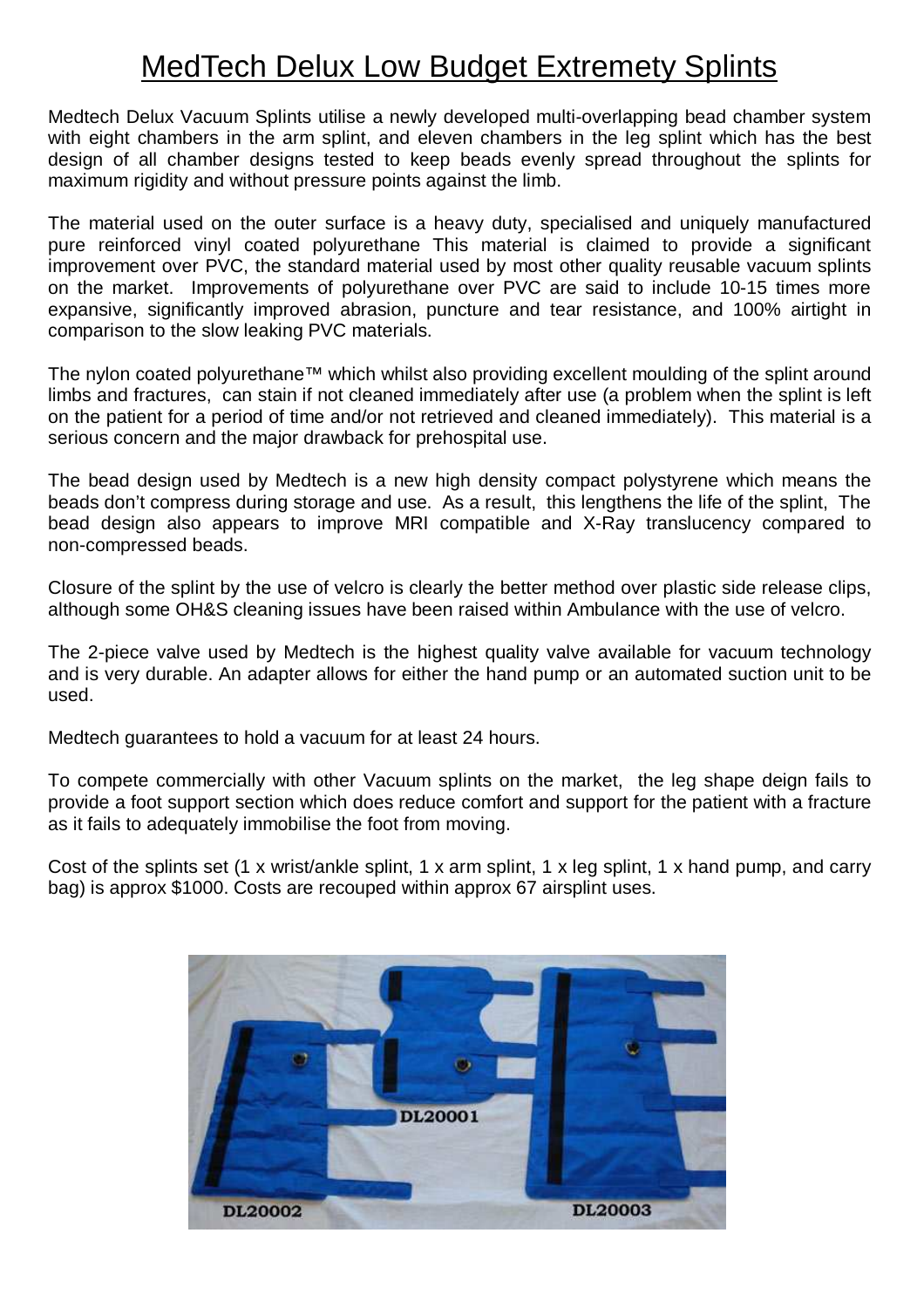# MedTech Delux Low Budget Extremety Splints

Medtech Delux Vacuum Splints utilise a newly developed multi-overlapping bead chamber system with eight chambers in the arm splint, and eleven chambers in the leg splint which has the best design of all chamber designs tested to keep beads evenly spread throughout the splints for maximum rigidity and without pressure points against the limb.

The material used on the outer surface is a heavy duty, specialised and uniquely manufactured pure reinforced vinyl coated polyurethane This material is claimed to provide a significant improvement over PVC, the standard material used by most other quality reusable vacuum splints on the market. Improvements of polyurethane over PVC are said to include 10-15 times more expansive, significantly improved abrasion, puncture and tear resistance, and 100% airtight in comparison to the slow leaking PVC materials.

The nylon coated polyurethane™ which whilst also providing excellent moulding of the splint around limbs and fractures, can stain if not cleaned immediately after use (a problem when the splint is left on the patient for a period of time and/or not retrieved and cleaned immediately). This material is a serious concern and the major drawback for prehospital use.

The bead design used by Medtech is a new high density compact polystyrene which means the beads don't compress during storage and use. As a result, this lengthens the life of the splint, The bead design also appears to improve MRI compatible and X-Ray translucency compared to non-compressed beads.

Closure of the splint by the use of velcro is clearly the better method over plastic side release clips, although some OH&S cleaning issues have been raised within Ambulance with the use of velcro.

The 2-piece valve used by Medtech is the highest quality valve available for vacuum technology and is very durable. An adapter allows for either the hand pump or an automated suction unit to be used.

Medtech guarantees to hold a vacuum for at least 24 hours.

To compete commercially with other Vacuum splints on the market, the leg shape deign fails to provide a foot support section which does reduce comfort and support for the patient with a fracture as it fails to adequately immobilise the foot from moving.

Cost of the splints set (1 x wrist/ankle splint, 1 x arm splint, 1 x leg splint, 1 x hand pump, and carry bag) is approx $1000. Costs are recouped within approx 67 airsplint uses.

DL20001

DL20002

DL20003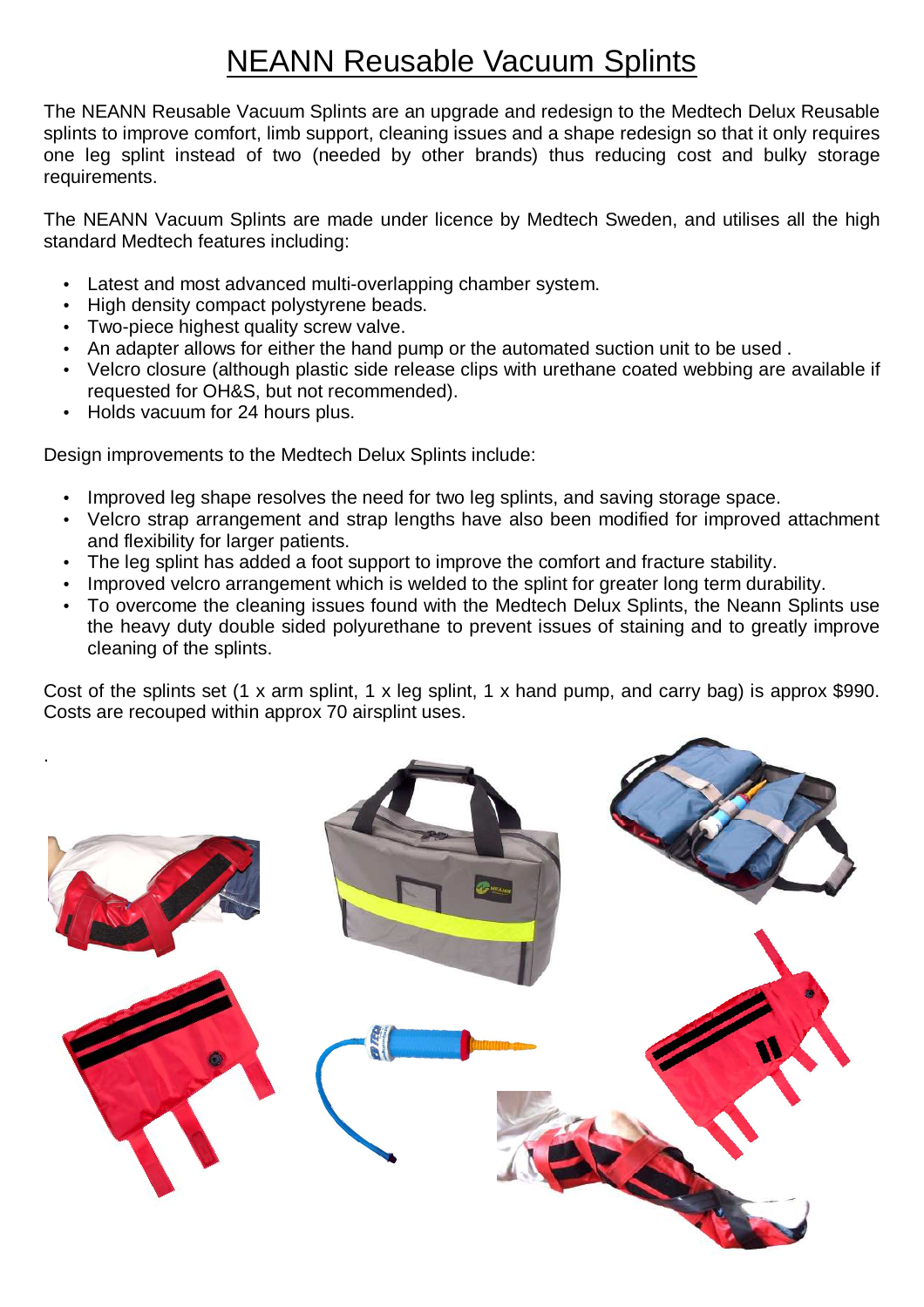# NEANN Reusable Vacuum Splints

The NEANN Reusable Vacuum Splints are an upgrade and redesign to the Medtech Delux Reusable splints to improve comfort, limb support, cleaning issues and a shape redesign so that it only requires one leg splint instead of two (needed by other brands) thus reducing cost and bulky storage requirements.

The NEANN Vacuum Splints are made under licence by Medtech Sweden, and utilises all the high standard Medtech features including:

- Latest and most advanced multi-overlapping chamber system.
- High density compact polystyrene beads.
- Two-piece highest quality screw valve.
- An adapter allows for either the hand pump or the automated suction unit to be used .
- Velcro closure (although plastic side release clips with urethane coated webbing are available if requested for OH&S, but not recommended).
- Holds vacuum for 24 hours plus.

Design improvements to the Medtech Delux Splints include:

- Improved leg shape resolves the need for two leg splints, and saving storage space.
- Velcro strap arrangement and strap lengths have also been modified for improved attachment and flexibility for larger patients.
- The leg splint has added a foot support to improve the comfort and fracture stability.
- Improved velcro arrangement which is welded to the splint for greater long term durability.
- To overcome the cleaning issues found with the Medtech Delux Splints, the Neann Splints use the heavy duty double sided polyurethane to prevent issues of staining and to greatly improve cleaning of the splints.

Cost of the splints set (1 x arm splint, 1 x leg splint, 1 x hand pump, and carry bag) is approx $990. Costs are recouped within approx 70 airsplint uses.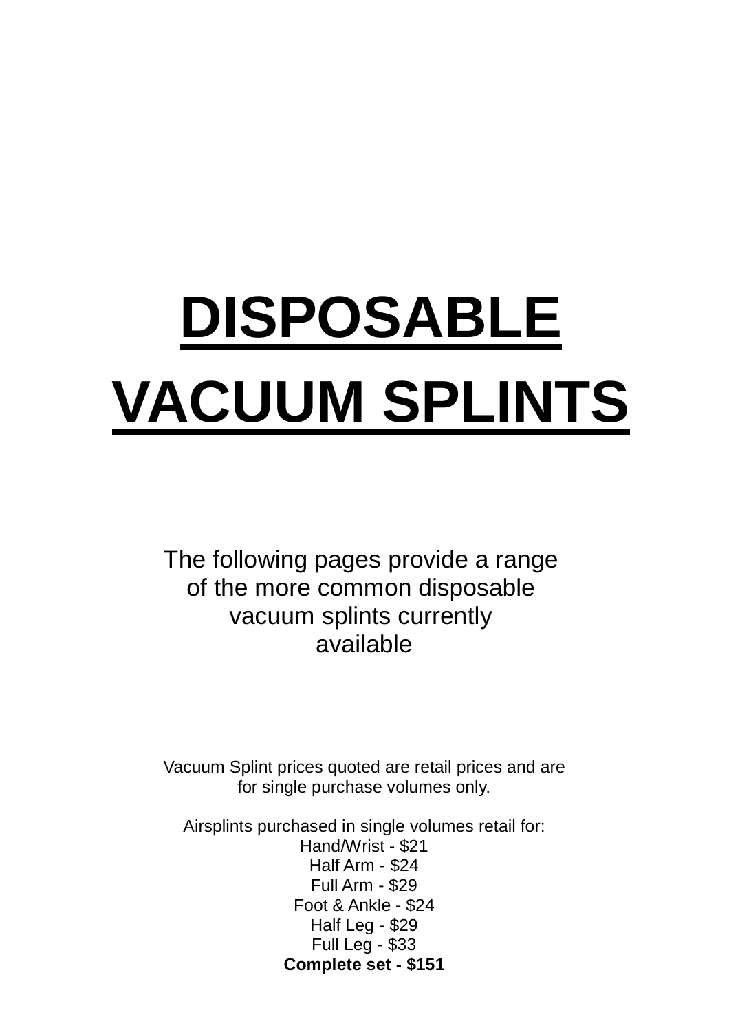# DISPOSABLE VACUUM SPLINTS

The following pages provide a range of the more common disposable vacuum splints currently available

Vacuum Splint prices quoted are retail prices and are for single purchase volumes only.

Airsplints purchased in single volumes retail for:

Hand/Wrist - $21
Half Arm - $24
Full Arm - $29
Foot & Ankle - $24
Half Leg - $29
Full Leg - $33
**Complete set - $151**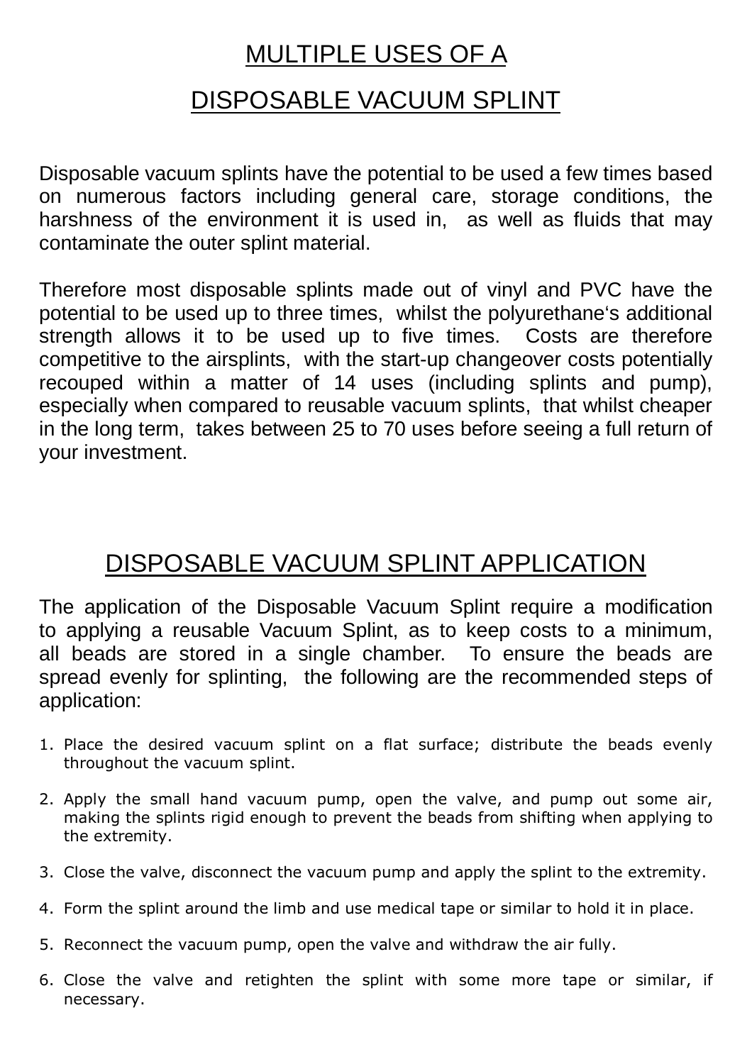# MULTIPLE USES OF A DISPOSABLE VACUUM SPLINT

Disposable vacuum splints have the potential to be used a few times based on numerous factors including general care, storage conditions, the harshness of the environment it is used in, as well as fluids that may contaminate the outer splint material.

Therefore most disposable splints made out of vinyl and PVC have the potential to be used up to three times, whilst the polyurethane's additional strength allows it to be used up to five times. Costs are therefore competitive to the airsplints, with the start-up changeover costs potentially recouped within a matter of 14 uses (including splints and pump), especially when compared to reusable vacuum splints, that whilst cheaper in the long term, takes between 25 to 70 uses before seeing a full return of your investment.

# DISPOSABLE VACUUM SPLINT APPLICATION

The application of the Disposable Vacuum Splint require a modification to applying a reusable Vacuum Splint, as to keep costs to a minimum, all beads are stored in a single chamber. To ensure the beads are spread evenly for splinting, the following are the recommended steps of application:

1. Place the desired vacuum splint on a flat surface; distribute the beads evenly throughout the vacuum splint.

2. Apply the small hand vacuum pump, open the valve, and pump out some air, making the splints rigid enough to prevent the beads from shifting when applying to the extremity.

3. Close the valve, disconnect the vacuum pump and apply the splint to the extremity.

4. Form the splint around the limb and use medical tape or similar to hold it in place.

5. Reconnect the vacuum pump, open the valve and withdraw the air fully.

6. Close the valve and retighten the splint with some more tape or similar, if necessary.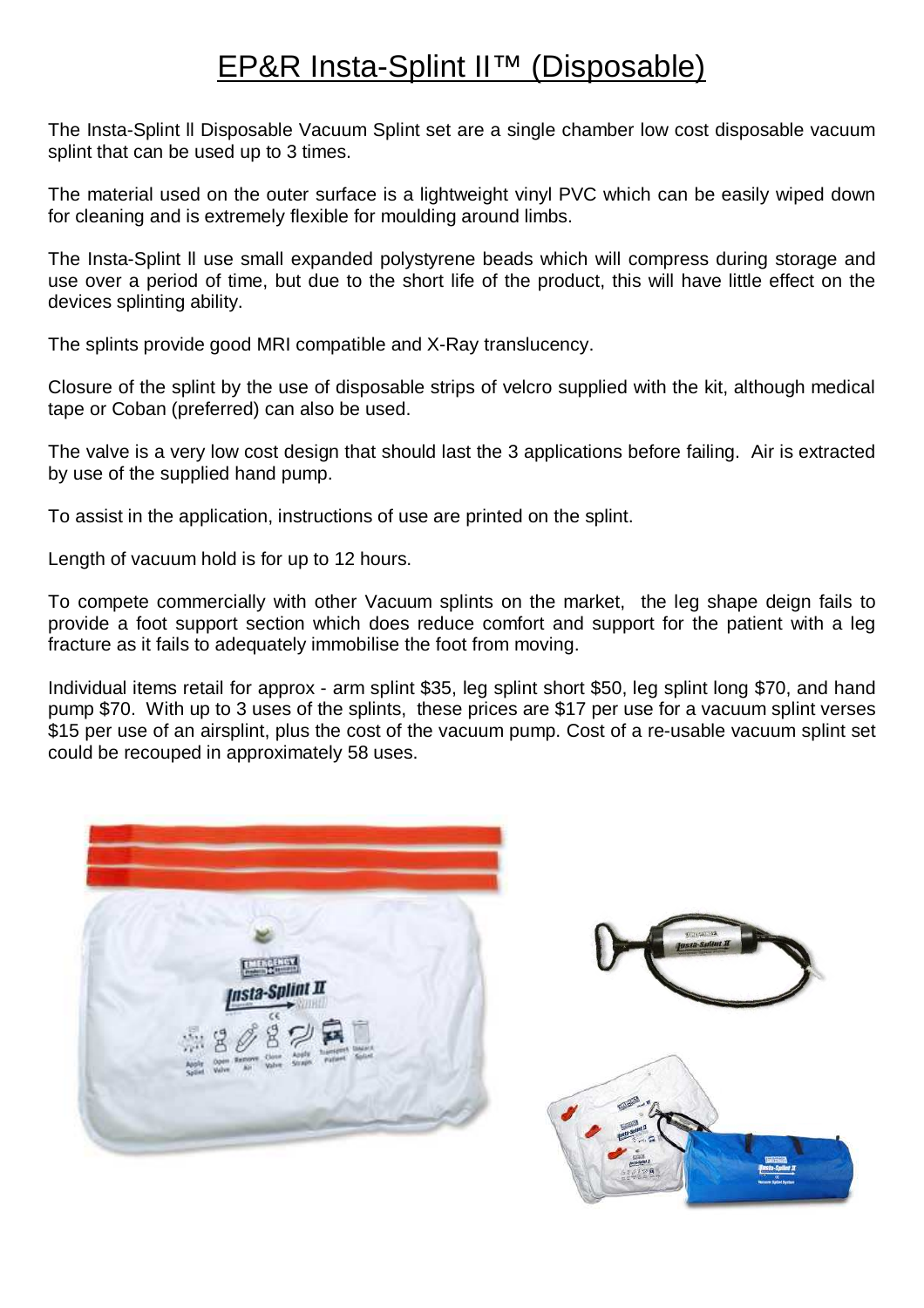# EP&R Insta-Splint II™ (Disposable)

The Insta-Splint ll Disposable Vacuum Splint set are a single chamber low cost disposable vacuum splint that can be used up to 3 times.

The material used on the outer surface is a lightweight vinyl PVC which can be easily wiped down for cleaning and is extremely flexible for moulding around limbs.

The Insta-Splint ll use small expanded polystyrene beads which will compress during storage and use over a period of time, but due to the short life of the product, this will have little effect on the devices splinting ability.

The splints provide good MRI compatible and X-Ray translucency.

Closure of the splint by the use of disposable strips of velcro supplied with the kit, although medical tape or Coban (preferred) can also be used.

The valve is a very low cost design that should last the 3 applications before failing. Air is extracted by use of the supplied hand pump.

To assist in the application, instructions of use are printed on the splint.

Length of vacuum hold is for up to 12 hours.

To compete commercially with other Vacuum splints on the market, the leg shape deign fails to provide a foot support section which does reduce comfort and support for the patient with a leg fracture as it fails to adequately immobilise the foot from moving.

Individual items retail for approx - arm splint $35, leg splint short $50, leg splint long $70, and hand pump $70. With up to 3 uses of the splints, these prices are $17 per use for a vacuum splint verses $15 per use of an airsplint, plus the cost of the vacuum pump. Cost of a re-usable vacuum splint set could be recouped in approximately 58 uses.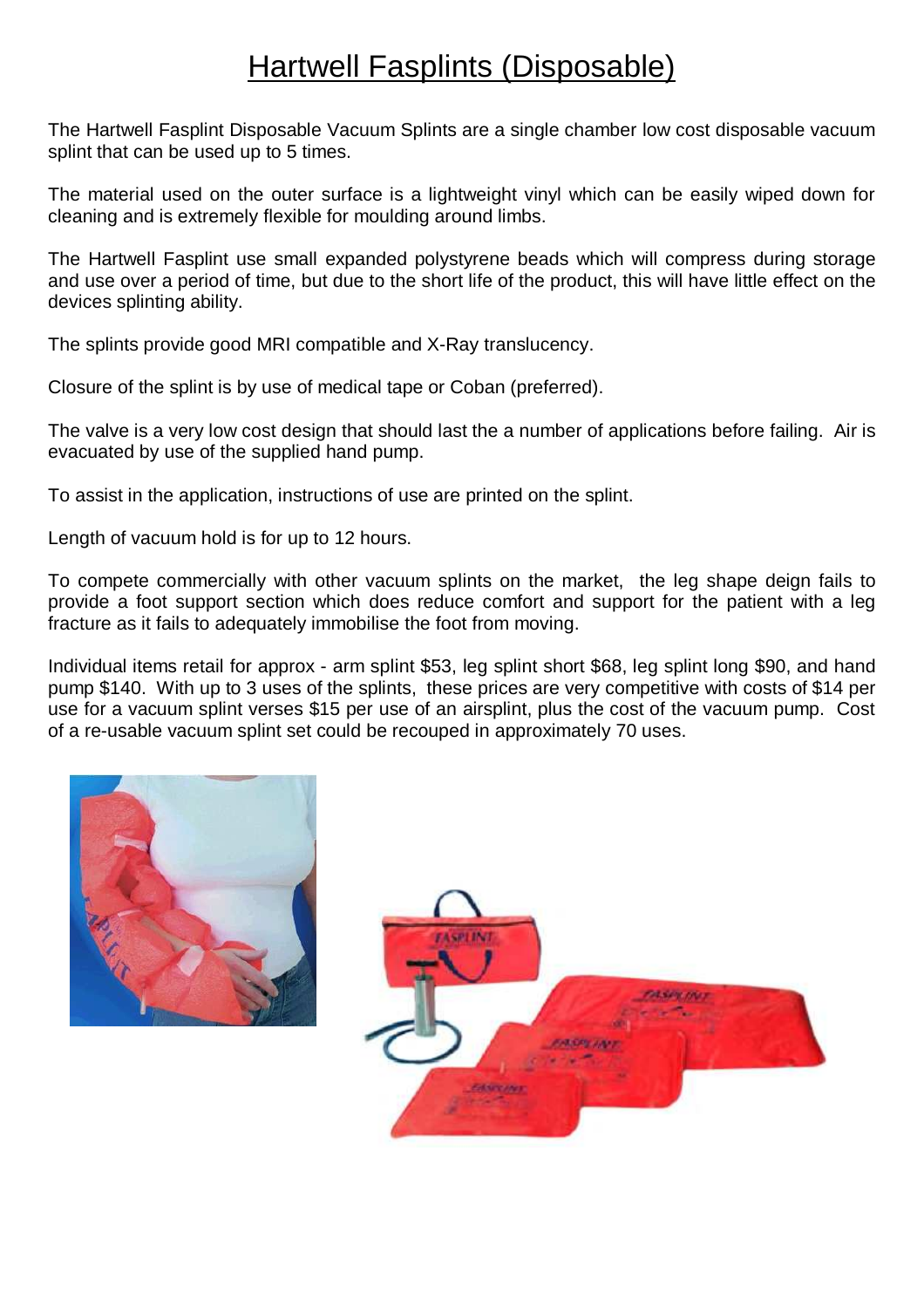# Hartwell Fasplints (Disposable)

The Hartwell Fasplint Disposable Vacuum Splints are a single chamber low cost disposable vacuum splint that can be used up to 5 times.

The material used on the outer surface is a lightweight vinyl which can be easily wiped down for cleaning and is extremely flexible for moulding around limbs.

The Hartwell Fasplint use small expanded polystyrene beads which will compress during storage and use over a period of time, but due to the short life of the product, this will have little effect on the devices splinting ability.

The splints provide good MRI compatible and X-Ray translucency.

Closure of the splint is by use of medical tape or Coban (preferred).

The valve is a very low cost design that should last the a number of applications before failing. Air is evacuated by use of the supplied hand pump.

To assist in the application, instructions of use are printed on the splint.

Length of vacuum hold is for up to 12 hours.

To compete commercially with other vacuum splints on the market, the leg shape deign fails to provide a foot support section which does reduce comfort and support for the patient with a leg fracture as it fails to adequately immobilise the foot from moving.

Individual items retail for approx - arm splint $53, leg splint short $68, leg splint long $90, and hand pump $140. With up to 3 uses of the splints, these prices are very competitive with costs of $14 per use for a vacuum splint verses $15 per use of an airsplint, plus the cost of the vacuum pump. Cost of a re-usable vacuum splint set could be recouped in approximately 70 uses.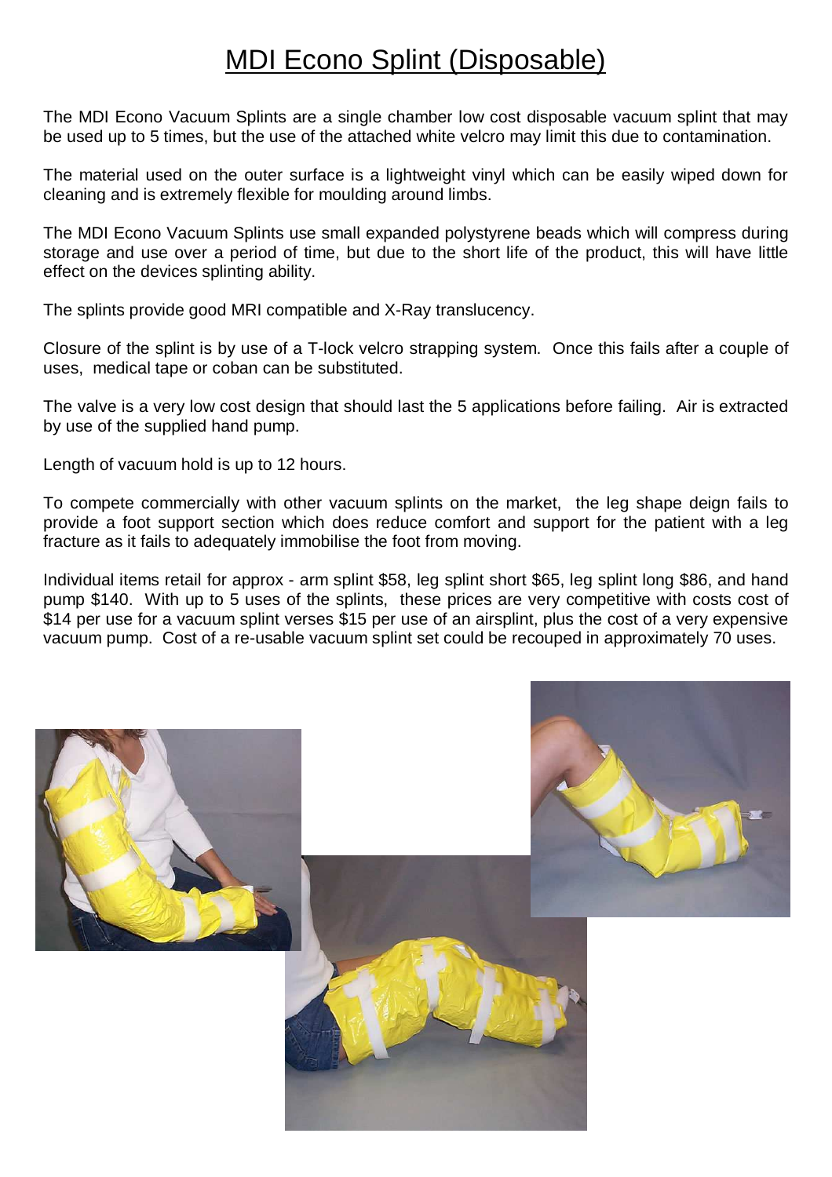# MDI Econo Splint (Disposable)

The MDI Econo Vacuum Splints are a single chamber low cost disposable vacuum splint that may be used up to 5 times, but the use of the attached white velcro may limit this due to contamination.

The material used on the outer surface is a lightweight vinyl which can be easily wiped down for cleaning and is extremely flexible for moulding around limbs.

The MDI Econo Vacuum Splints use small expanded polystyrene beads which will compress during storage and use over a period of time, but due to the short life of the product, this will have little effect on the devices splinting ability.

The splints provide good MRI compatible and X-Ray translucency.

Closure of the splint is by use of a T-lock velcro strapping system. Once this fails after a couple of uses, medical tape or coban can be substituted.

The valve is a very low cost design that should last the 5 applications before failing. Air is extracted by use of the supplied hand pump.

Length of vacuum hold is up to 12 hours.

To compete commercially with other vacuum splints on the market, the leg shape deign fails to provide a foot support section which does reduce comfort and support for the patient with a leg fracture as it fails to adequately immobilise the foot from moving.

Individual items retail for approx - arm splint \$58, leg splint short \$65, leg splint long \$86, and hand pump \$140. With up to 5 uses of the splints, these prices are very competitive with costs cost of \$14 per use for a vacuum splint verses \$15 per use of an airsplint, plus the cost of a very expensive vacuum pump. Cost of a re-usable vacuum splint set could be recouped in approximately 70 uses.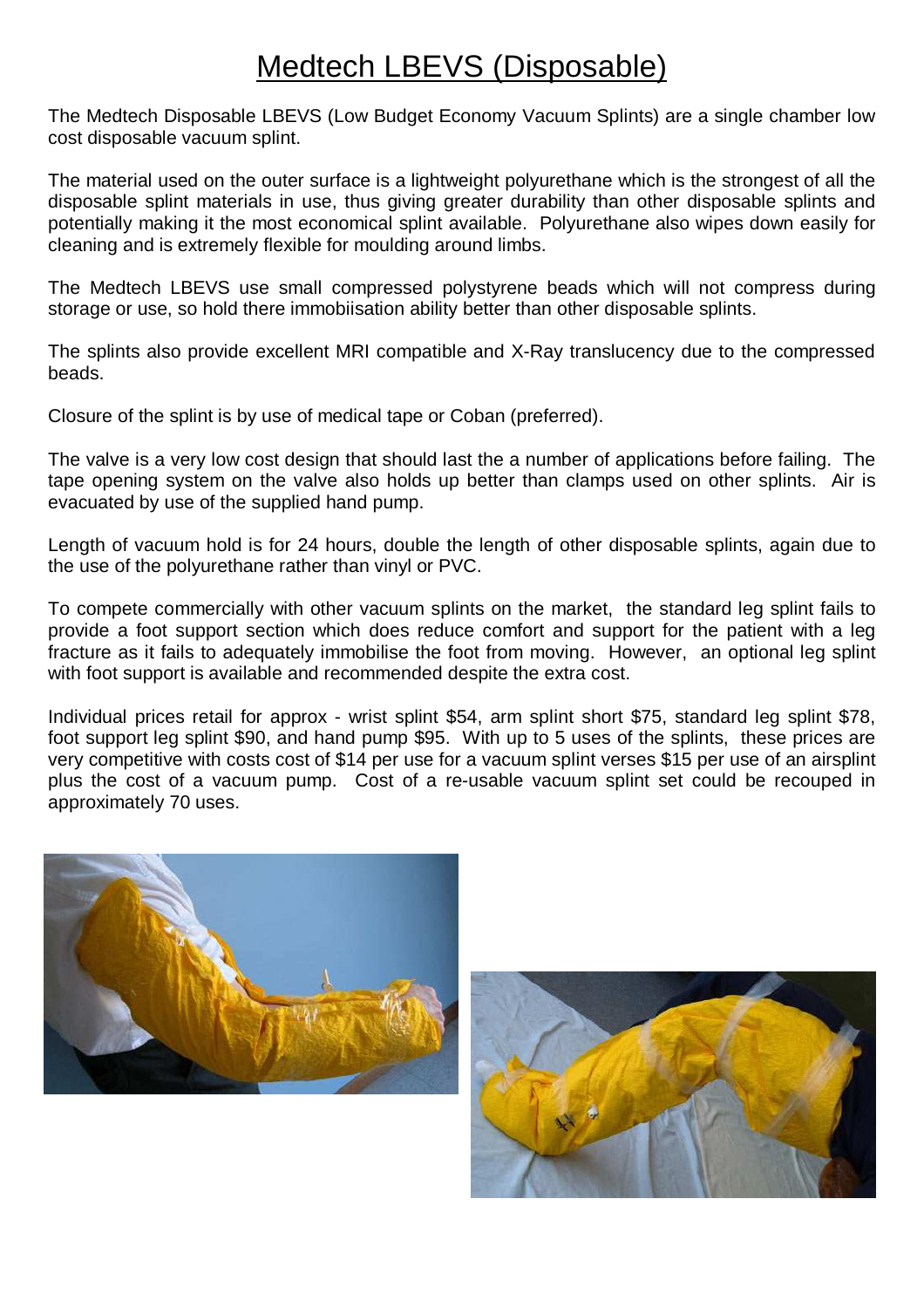# Medtech LBEVS (Disposable)

The Medtech Disposable LBEVS (Low Budget Economy Vacuum Splints) are a single chamber low cost disposable vacuum splint.

The material used on the outer surface is a lightweight polyurethane which is the strongest of all the disposable splint materials in use, thus giving greater durability than other disposable splints and potentially making it the most economical splint available. Polyurethane also wipes down easily for cleaning and is extremely flexible for moulding around limbs.

The Medtech LBEVS use small compressed polystyrene beads which will not compress during storage or use, so hold there immobiisation ability better than other disposable splints.

The splints also provide excellent MRI compatible and X-Ray translucency due to the compressed beads.

Closure of the splint is by use of medical tape or Coban (preferred).

The valve is a very low cost design that should last the a number of applications before failing. The tape opening system on the valve also holds up better than clamps used on other splints. Air is evacuated by use of the supplied hand pump.

Length of vacuum hold is for 24 hours, double the length of other disposable splints, again due to the use of the polyurethane rather than vinyl or PVC.

To compete commercially with other vacuum splints on the market, the standard leg splint fails to provide a foot support section which does reduce comfort and support for the patient with a leg fracture as it fails to adequately immobilise the foot from moving. However, an optional leg splint with foot support is available and recommended despite the extra cost.

Individual prices retail for approx - wrist splint $54, arm splint short $75, standard leg splint $78, foot support leg splint $90, and hand pump $95. With up to 5 uses of the splints, these prices are very competitive with costs cost of $14 per use for a vacuum splint verses $15 per use of an airsplint plus the cost of a vacuum pump. Cost of a re-usable vacuum splint set could be recouped in approximately 70 uses.